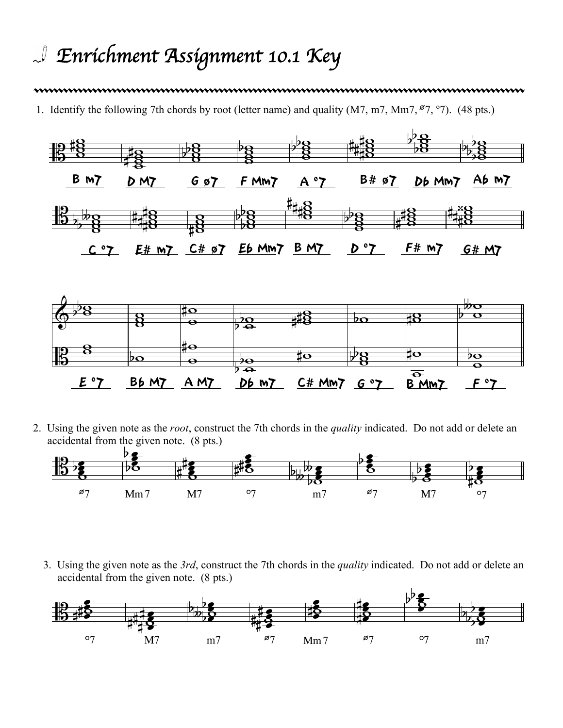# Enrichment Assignment 10.1 Key

1. Identify the following 7th chords by root (letter name) and quality (M7, m7, Mm7, ø7, º7). (48 pts.)

B m7 | D M7 | G ø7 | F Mm7 | A º7 | B# ø7 | Db Mm7 | Ab m7

C º7 | E# m7 | C# ø7 | Eb Mm7 | B M7 | D º7 | F# m7 | G# M7

E º7 | Bb M7 | A M7 | Db m7 | C# Mm7 | G º7 | B Mm7 | F º7

2. Using the given note as the *root*, construct the 7th chords in the *quality* indicated. Do not add or delete an accidental from the given note. (8 pts.)

ø7 | Mm7 | M7 | º7 | m7 | ø7 | M7 | º7

3. Using the given note as the *3rd*, construct the 7th chords in the *quality* indicated. Do not add or delete an accidental from the given note. (8 pts.)

º7 | M7 | m7 | ø7 | Mm7 | ø7 | º7 | m7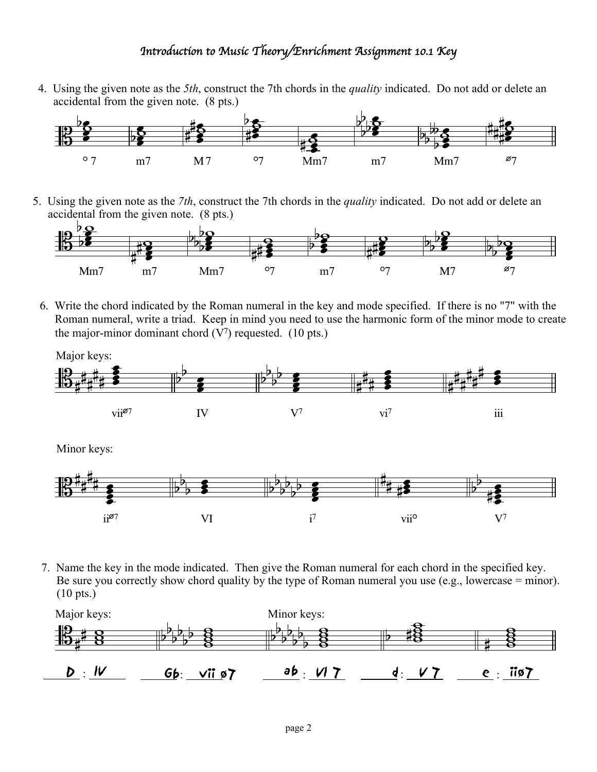## Introduction to Music Theory/Enrichment Assignment 10.1 Key

4. Using the given note as the *5th*, construct the 7th chords in the *quality* indicated. Do not add or delete an accidental from the given note. (8 pts.)

° 7  m7  M 7  °7  Mm7  m7  Mm7  ø7

5. Using the given note as the *7th*, construct the 7th chords in the *quality* indicated. Do not add or delete an accidental from the given note. (8 pts.)

Mm7  m7  Mm7  °7  m7  °7  M7  ø7

6. Write the chord indicated by the Roman numeral in the key and mode specified. If there is no "7" with the Roman numeral, write a triad. Keep in mind you need to use the harmonic form of the minor mode to create the major-minor dominant chord ($V^7$) requested. (10 pts.)

Major keys:

$vii^{ø7}$  IV  $V^7$  $vi^7$  iii

Minor keys:

$ii^{ø7}$  VI  $i^7$  vii°  $V^7$

7. Name the key in the mode indicated. Then give the Roman numeral for each chord in the specified key. Be sure you correctly show chord quality by the type of Roman numeral you use (e.g., lowercase = minor). (10 pts.)

Major keys:  Minor keys:

D : IV  Gb: vii ø7  ab : VI 7  d: V 7  e : iiø7